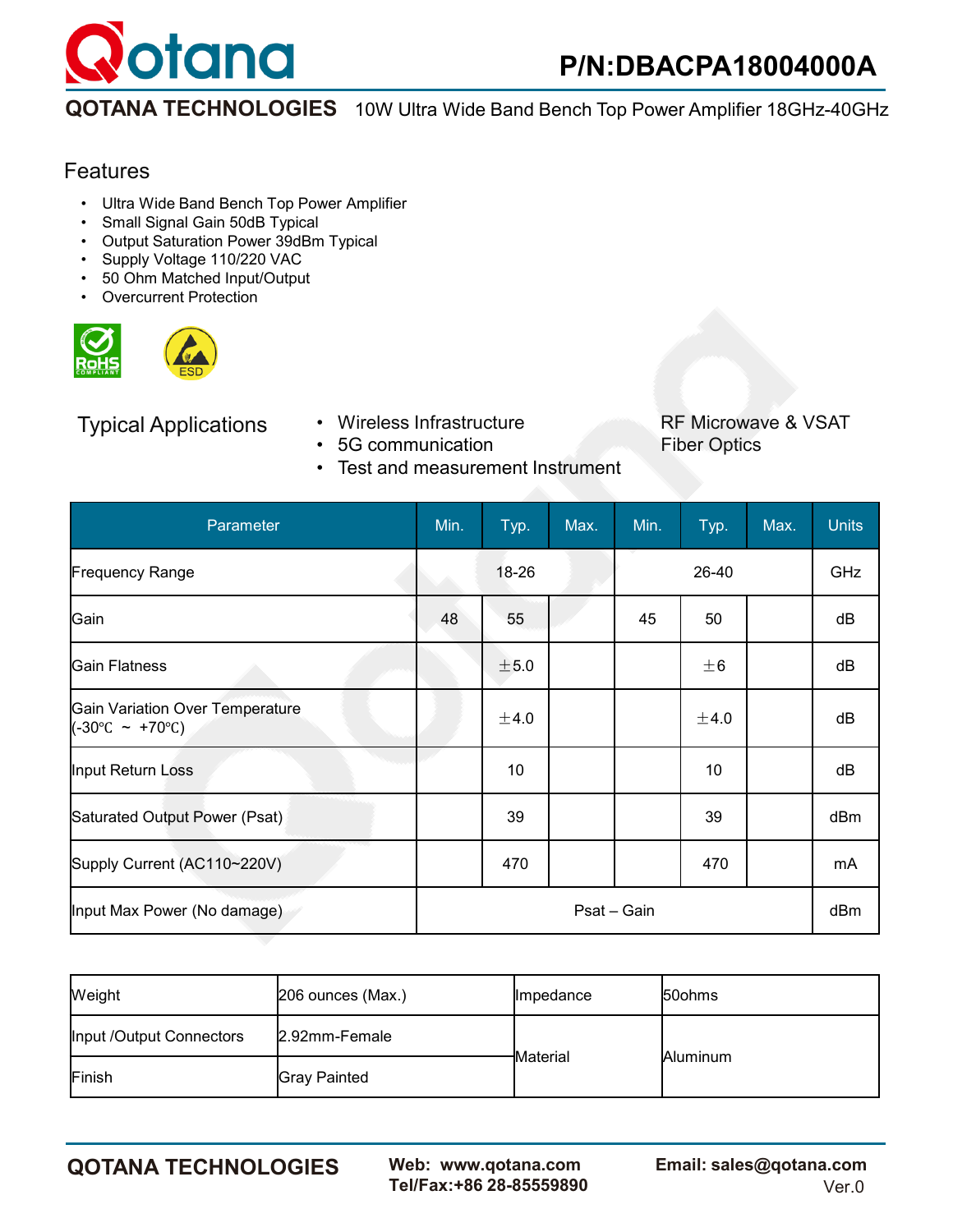**P/N:DBACPA18004000A**

**QOTANA TECHNOLOGIES** 10W Ultra Wide Band Bench Top Power Amplifier 18GHz-40GHz

## Features

- Ultra Wide Band Bench Top Power Amplifier
- Small Signal Gain 50dB Typical
- Output Saturation Power 39dBm Typical
- Supply Voltage 110/220 VAC
- 50 Ohm Matched Input/Output
- Overcurrent Protection

## Typical Applications

- Wireless Infrastructure
- 5G communication
- Test and measurement Instrument
- RF Microwave & VSAT
- Fiber Optics

| Parameter | Min. | Typ. | Max. | Min. | Typ. | Max. | Units |
|---|---|---|---|---|---|---|---|
| Frequency Range | | 18-26 | | | 26-40 | | GHz |
| Gain | 48 | 55 | | 45 | 50 | | dB |
| Gain Flatness | | ±5.0 | | | ±6 | | dB |
| Gain Variation Over Temperature (-30℃ ~ +70℃) | | ±4.0 | | | ±4.0 | | dB |
| Input Return Loss | | 10 | | | 10 | | dB |
| Saturated Output Power (Psat) | | 39 | | | 39 | | dBm |
| Supply Current (AC110~220V) | | 470 | | | 470 | | mA |
| Input Max Power (No damage) | | | | Psat – Gain | | | dBm |

| | | | |
|---|---|---|---|
| Weight | 206 ounces (Max.) | Impedance | 50ohms |
| Input /Output Connectors | 2.92mm-Female | Material | Aluminum |
| Finish | Gray Painted | | |

**QOTANA TECHNOLOGIES** **Web: www.qotana.com** **Tel/Fax:+86 28-85559890** **Email: sales@qotana.com** Ver.0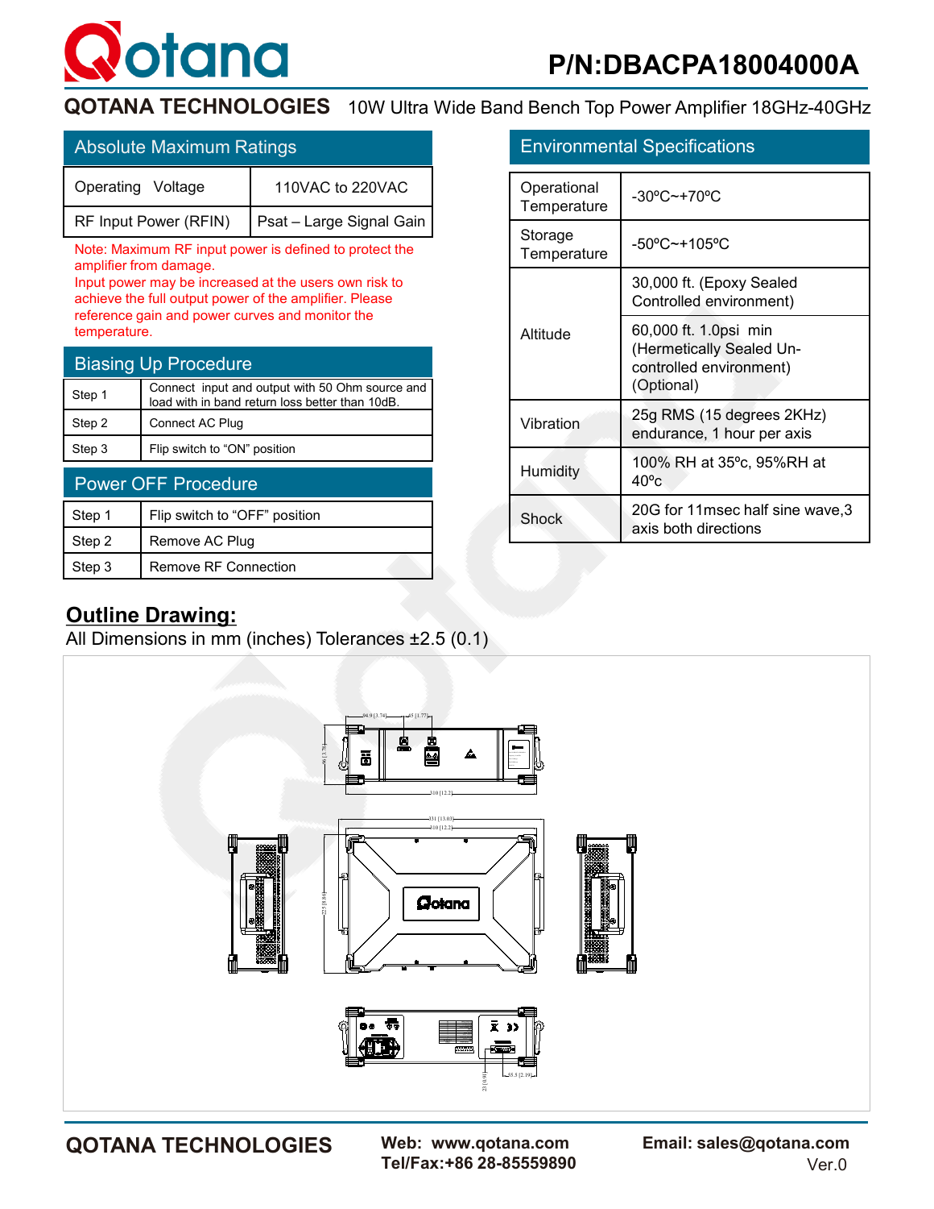# P/N:DBACPA18004000A

**QOTANA TECHNOLOGIES** 10W Ultra Wide Band Bench Top Power Amplifier 18GHz-40GHz

## Absolute Maximum Ratings

| Operating Voltage | 110VAC to 220VAC |
|---|---|
| RF Input Power (RFIN) | Psat – Large Signal Gain |

Note: Maximum RF input power is defined to protect the amplifier from damage.
Input power may be increased at the users own risk to achieve the full output power of the amplifier. Please reference gain and power curves and monitor the temperature.

## Biasing Up Procedure

| Step | Action |
|---|---|
| Step 1 | Connect input and output with 50 Ohm source and load with in band return loss better than 10dB. |
| Step 2 | Connect AC Plug |
| Step 3 | Flip switch to "ON" position |

## Power OFF Procedure

| Step | Action |
|---|---|
| Step 1 | Flip switch to "OFF" position |
| Step 2 | Remove AC Plug |
| Step 3 | Remove RF Connection |

## Environmental Specifications

| Parameter | Specification |
|---|---|
| Operational Temperature | -30ºC~+70ºC |
| Storage Temperature | -50ºC~+105ºC |
| Altitude | 30,000 ft. (Epoxy Sealed Controlled environment) |
| | 60,000 ft. 1.0psi min (Hermetically Sealed Un-controlled environment) (Optional) |
| Vibration | 25g RMS (15 degrees 2KHz) endurance, 1 hour per axis |
| Humidity | 100% RH at 35ºc, 95%RH at 40ºc |
| Shock | 20G for 11msec half sine wave,3 axis both directions |

## Outline Drawing:

All Dimensions in mm (inches) Tolerances ±2.5 (0.1)

**QOTANA TECHNOLOGIES**
**Web: www.qotana.com**
**Tel/Fax:+86 28-85559890**
**Email: sales@qotana.com**
Ver.0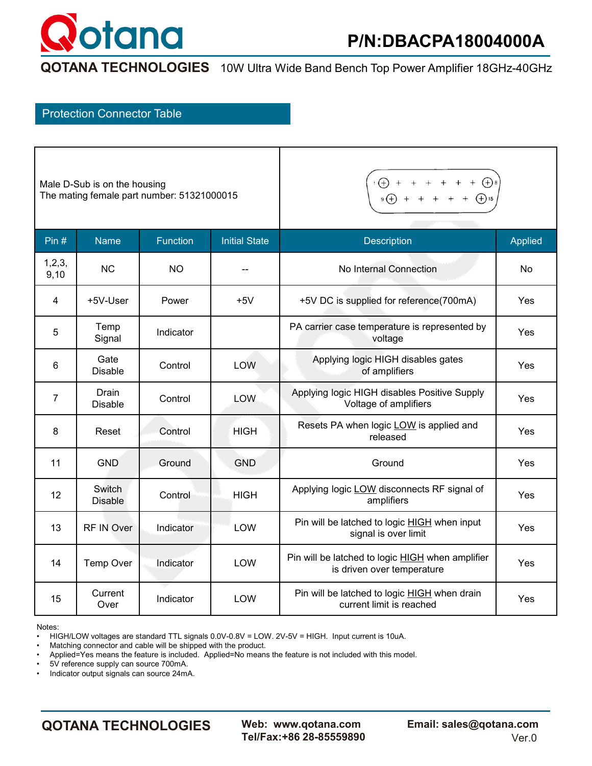## Protection Connector Table

Male D-Sub is on the housing
The mating female part number: 51321000015

| Pin # | Name | Function | Initial State | Description | Applied |
|---|---|---|---|---|---|
| 1,2,3, 9,10 | NC | NO | -- | No Internal Connection | No |
| 4 | +5V-User | Power | +5V | +5V DC is supplied for reference(700mA) | Yes |
| 5 | Temp Signal | Indicator | | PA carrier case temperature is represented by voltage | Yes |
| 6 | Gate Disable | Control | LOW | Applying logic HIGH disables gates of amplifiers | Yes |
| 7 | Drain Disable | Control | LOW | Applying logic HIGH disables Positive Supply Voltage of amplifiers | Yes |
| 8 | Reset | Control | HIGH | Resets PA when logic LOW is applied and released | Yes |
| 11 | GND | Ground | GND | Ground | Yes |
| 12 | Switch Disable | Control | HIGH | Applying logic LOW disconnects RF signal of amplifiers | Yes |
| 13 | RF IN Over | Indicator | LOW | Pin will be latched to logic HIGH when input signal is over limit | Yes |
| 14 | Temp Over | Indicator | LOW | Pin will be latched to logic HIGH when amplifier is driven over temperature | Yes |
| 15 | Current Over | Indicator | LOW | Pin will be latched to logic HIGH when drain current limit is reached | Yes |

Notes:

- HIGH/LOW voltages are standard TTL signals 0.0V-0.8V = LOW. 2V-5V = HIGH. Input current is 10uA.
- Matching connector and cable will be shipped with the product.
- Applied=Yes means the feature is included. Applied=No means the feature is not included with this model.
- 5V reference supply can source 700mA.
- Indicator output signals can source 24mA.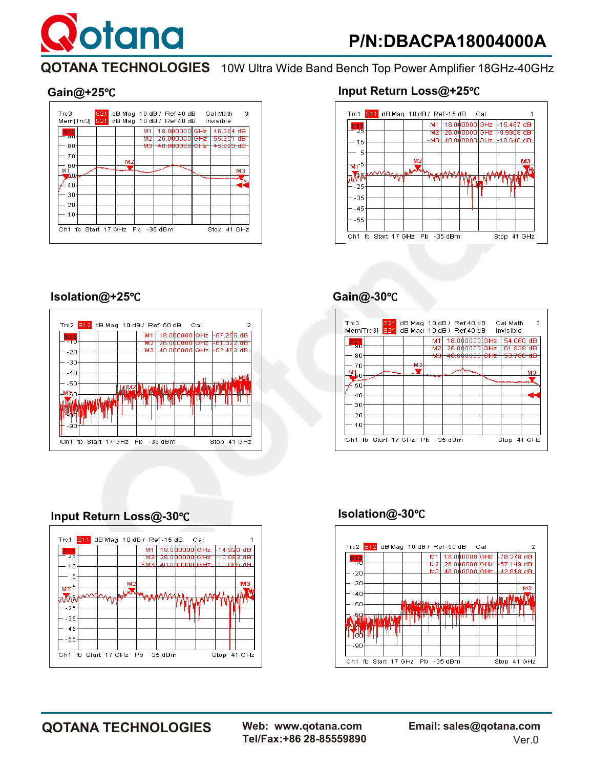# P/N:DBACPA18004000A

**QOTANA TECHNOLOGIES** 10W Ultra Wide Band Bench Top Power Amplifier 18GHz-40GHz

### Gain@+25℃

Trc3 S21 dB Mag 10 dB / Ref 40 dB Cal Math 3
Mem[Trc3] S21 dB Mag 10 dB / Ref 40 dB Invisible

| Marker | Frequency | Value |
|---|---|---|
| M1 | 18.000000 GHz | 46.384 dB |
| M2 | 26.000000 GHz | 55.351 dB |
| M3 | 40.000000 GHz | 45.923 dB |

Ch1 fb Start 17 GHz Pb -35 dBm Stop 41 GHz

### Input Return Loss@+25℃

Trc1 S11 dB Mag 10 dB / Ref -15 dB Cal 1

| Marker | Frequency | Value |
|---|---|---|
| M1 | 18.000000 GHz | -15.467 dB |
| M2 | 26.000000 GHz | -9.9908 dB |
| M3 | 40.000000 GHz | -10.648 dB |

Ch1 fb Start 17 GHz Pb -35 dBm Stop 41 GHz

### Isolation@+25℃

Trc2 S12 dB Mag 10 dB / Ref -50 dB Cal 2

| Marker | Frequency | Value |
|---|---|---|
| M1 | 18.000000 GHz | -67.295 dB |
| M2 | 26.000000 GHz | -61.322 dB |
| M3 | 40.000000 GHz | -52.403 dB |

Ch1 fb Start 17 GHz Pb -35 dBm Stop 41 GHz

### Gain@-30℃

Trc3 S21 dB Mag 10 dB / Ref 40 dB Cal Math 3
Mem[Trc3] S21 dB Mag 10 dB / Ref 40 dB Invisible

| Marker | Frequency | Value |
|---|---|---|
| M1 | 18.000000 GHz | 54.060 dB |
| M2 | 26.000000 GHz | 61.930 dB |
| M3 | 40.000000 GHz | 53.760 dB |

Ch1 fb Start 17 GHz Pb -35 dBm Stop 41 GHz

### Input Return Loss@-30℃

Trc1 S11 dB Mag 10 dB / Ref -15 dB Cal 1

| Marker | Frequency | Value |
|---|---|---|
| M1 | 18.000000 GHz | -14.920 dB |
| M2 | 26.000000 GHz | -10.093 dB |
| M3 | 40.000000 GHz | -10.065 dB |

Ch1 fb Start 17 GHz Pb -35 dBm Stop 41 GHz

### Isolation@-30℃

Trc2 S12 dB Mag 10 dB / Ref -50 dB Cal 2

| Marker | Frequency | Value |
|---|---|---|
| M1 | 18.000000 GHz | -78.278 dB |
| M2 | 26.000000 GHz | -57.149 dB |
| M3 | 40.000000 GHz | -42.918 dB |

Ch1 fb Start 17 GHz Pb -35 dBm Stop 41 GHz

**QOTANA TECHNOLOGIES** **Web: www.qotana.com** **Tel/Fax:+86 28-85559890** **Email: sales@qotana.com** Ver.0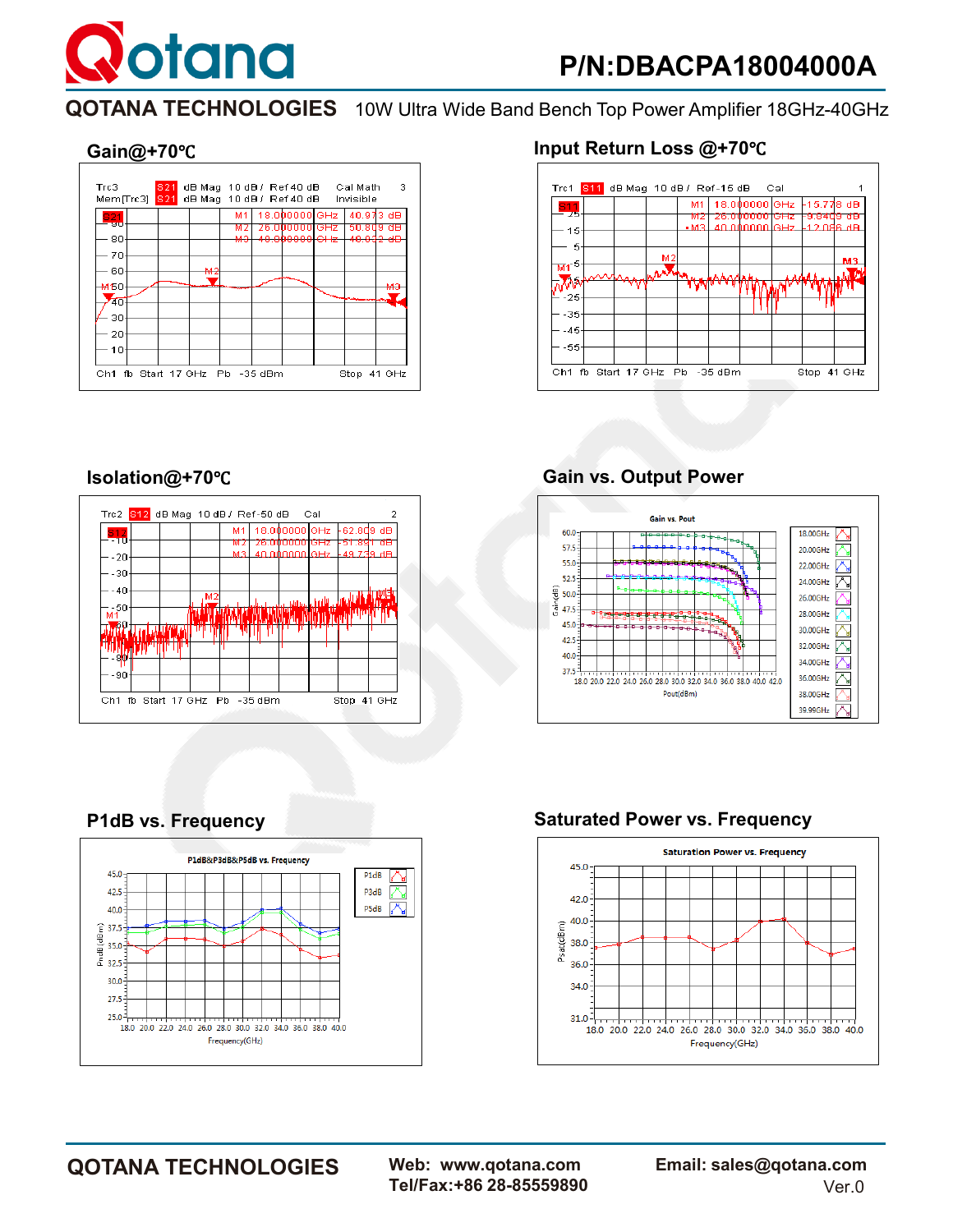# P/N:DBACPA18004000A

**QOTANA TECHNOLOGIES** 10W Ultra Wide Band Bench Top Power Amplifier 18GHz-40GHz

### Gain@+70℃

Trc3 S21 dB Mag 10 dB / Ref 40 dB Cal Math 3
Mem[Trc3] S21 dB Mag 10 dB / Ref 40 dB Invisible

| Marker | Frequency | Value |
|---|---|---|
| M1 | 18.000000 GHz | 40.973 dB |
| M2 | 26.000000 GHz | 50.809 dB |
| M3 | 40.000000 GHz | 40.032 dB |

Ch1 fb Start 17 GHz Pb -35 dBm Stop 41 GHz

### Input Return Loss @+70℃

Trc1 S11 dB Mag 10 dB / Ref -15 dB Cal 1

| Marker | Frequency | Value |
|---|---|---|
| M1 | 18.000000 GHz | -15.778 dB |
| M2 | 26.000000 GHz | -9.6409 dB |
| M3 | 40.000000 GHz | -12.066 dB |

Ch1 fb Start 17 GHz Pb -35 dBm Stop 41 GHz

### Isolation@+70℃

Trc2 S12 dB Mag 10 dB / Ref -50 dB Cal 2

| Marker | Frequency | Value |
|---|---|---|
| M1 | 18.000000 GHz | -62.809 dB |
| M2 | 26.000000 GHz | -51.891 dB |
| M3 | 40.000000 GHz | -49.739 dB |

Ch1 fb Start 17 GHz Pb -35 dBm Stop 41 GHz

### Gain vs. Output Power

Gain vs. Pout

Legend: 18.00GHz, 20.00GHz, 22.00GHz, 24.00GHz, 26.00GHz, 28.00GHz, 30.00GHz, 32.00GHz, 34.00GHz, 36.00GHz, 38.00GHz, 39.99GHz

Gain(dB) vs. Pout(dBm)

### P1dB vs. Frequency

P1dB&P3dB&P5dB vs. Frequency

Legend: P1dB, P3dB, P5dB

P1dB (dBm) vs. Frequency(GHz)

### Saturated Power vs. Frequency

Saturation Power vs. Frequency

Psat(dBm) vs. Frequency(GHz)

**QOTANA TECHNOLOGIES** Web: www.qotana.com Tel/Fax:+86 28-85559890 Email: sales@qotana.com Ver.0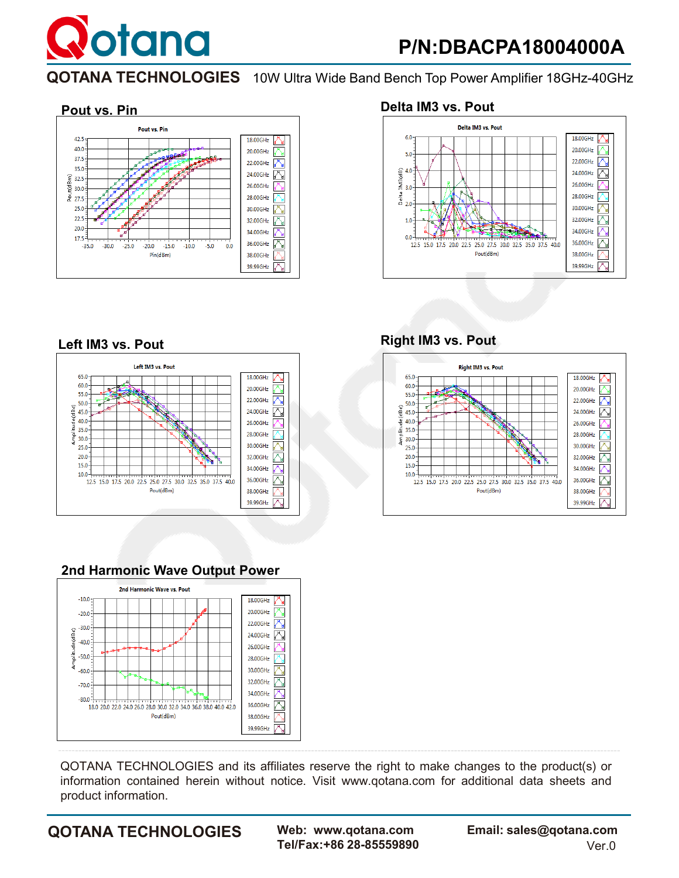P/N:DBACPA18004000A

**QOTANA TECHNOLOGIES** 10W Ultra Wide Band Bench Top Power Amplifier 18GHz-40GHz

## Pout vs. Pin

Pout vs. Pin

42.5
40.0
37.5
35.0
32.5
30.0
27.5
25.0
22.5
20.0
17.5

Pout(dBm)

-35.0 -30.0 -25.0 -20.0 -15.0 -10.0 -5.0 0.0

Pin(dBm)

18.00GHz
20.00GHz
22.00GHz
24.00GHz
26.00GHz
28.00GHz
30.00GHz
32.00GHz
34.00GHz
36.00GHz
38.00GHz
39.99GHz

## Delta IM3 vs. Pout

Delta IM3 vs. Pout

6.0
5.0
4.0
3.0
2.0
1.0
0.0

Delta IM3(dB)

12.5 15.0 17.5 20.0 22.5 25.0 27.5 30.0 32.5 35.0 37.5 40.0

Pout(dBm)

18.00GHz
20.00GHz
22.00GHz
24.00GHz
26.00GHz
28.00GHz
30.00GHz
32.00GHz
34.00GHz
36.00GHz
38.00GHz
39.99GHz

## Left IM3 vs. Pout

Left IM3 vs. Pout

65.0
60.0
55.0
50.0
45.0
40.0
35.0
30.0
25.0
20.0
15.0
10.0

Amplitude(dBc)

12.5 15.0 17.5 20.0 22.5 25.0 27.5 30.0 32.5 35.0 37.5 40.0

Pout(dBm)

18.00GHz
20.00GHz
22.00GHz
24.00GHz
26.00GHz
28.00GHz
30.00GHz
32.00GHz
34.00GHz
36.00GHz
38.00GHz
39.99GHz

## Right IM3 vs. Pout

Right IM3 vs. Pout

65.0
60.0
55.0
50.0
45.0
40.0
35.0
30.0
25.0
20.0
15.0
10.0

Amplitude(dBc)

12.5 15.0 17.5 20.0 22.5 25.0 27.5 30.0 32.5 35.0 37.5 40.0

Pout(dBm)

18.00GHz
20.00GHz
22.00GHz
24.00GHz
26.00GHz
28.00GHz
30.00GHz
32.00GHz
34.00GHz
36.00GHz
38.00GHz
39.99GHz

## 2nd Harmonic Wave Output Power

2nd Harmonic Wave vs. Pout

-10.0
-20.0
-30.0
-40.0
-50.0
-60.0
-70.0
-80.0

Amplitude(dBc)

18.0 20.0 22.0 24.0 26.0 28.0 30.0 32.0 34.0 36.0 38.0 40.0 42.0

Pout(dBm)

18.00GHz
20.00GHz
22.00GHz
24.00GHz
26.00GHz
28.00GHz
30.00GHz
32.00GHz
34.00GHz
36.00GHz
38.00GHz
39.99GHz

QOTANA TECHNOLOGIES and its affiliates reserve the right to make changes to the product(s) or information contained herein without notice. Visit www.qotana.com for additional data sheets and product information.

**QOTANA TECHNOLOGIES** **Web: www.qotana.com** **Tel/Fax:+86 28-85559890** **Email: sales@qotana.com** Ver.0